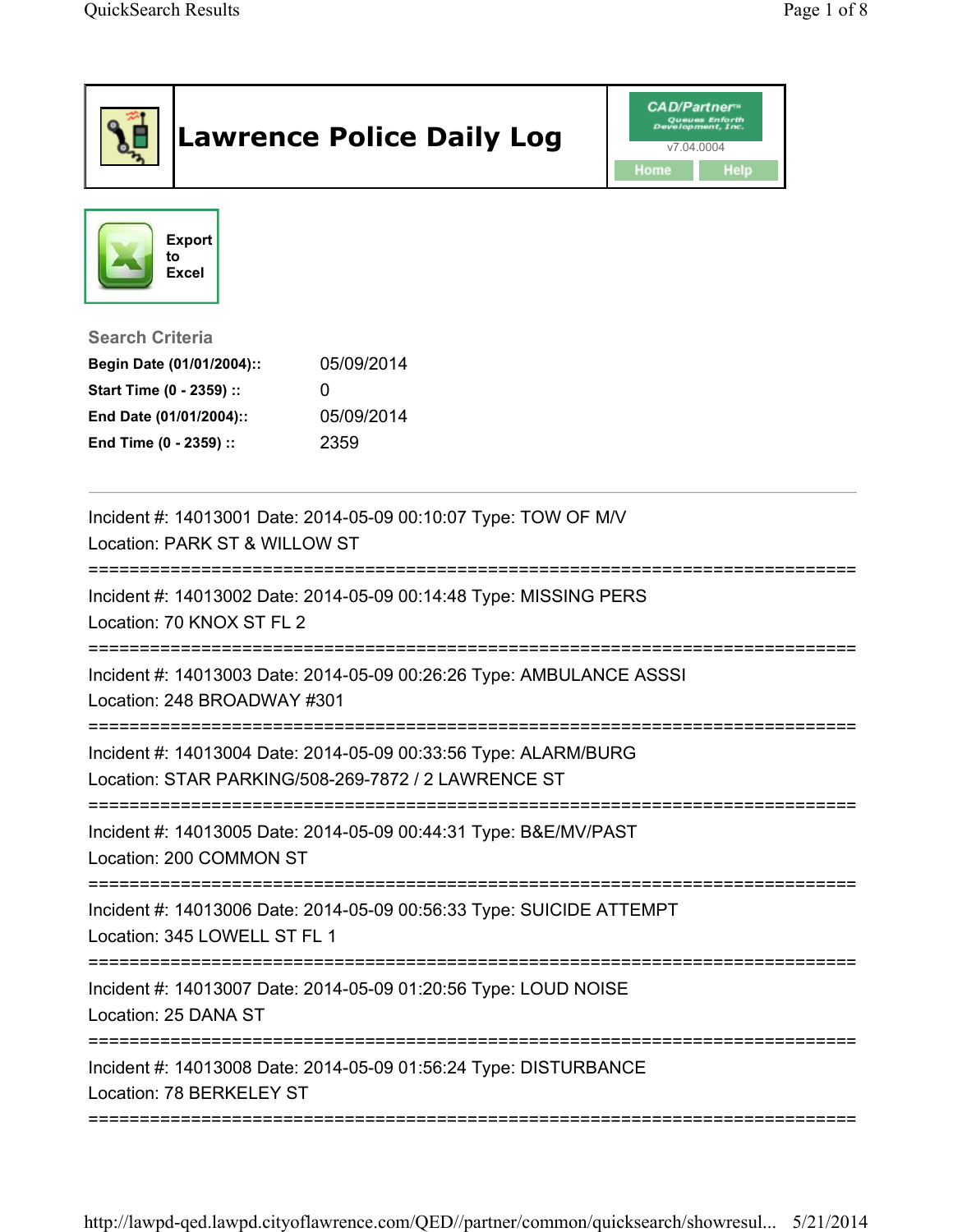# Lawrence Police Daily Log

CAD/Partner™ Queues Enforth Development, Inc.
v7.04.0004

Home | Help

Export to Excel

### Search Criteria

| | |
|---|---|
| **Begin Date (01/01/2004)::** | 05/09/2014 |
| **Start Time (0 - 2359) ::** | 0 |
| **End Date (01/01/2004)::** | 05/09/2014 |
| **End Time (0 - 2359) ::** | 2359 |

---

Incident #: 14013001 Date: 2014-05-09 00:10:07 Type: TOW OF M/V
Location: PARK ST & WILLOW ST

===========================================================================

Incident #: 14013002 Date: 2014-05-09 00:14:48 Type: MISSING PERS
Location: 70 KNOX ST FL 2

===========================================================================

Incident #: 14013003 Date: 2014-05-09 00:26:26 Type: AMBULANCE ASSSI
Location: 248 BROADWAY #301

===========================================================================

Incident #: 14013004 Date: 2014-05-09 00:33:56 Type: ALARM/BURG
Location: STAR PARKING/508-269-7872 / 2 LAWRENCE ST

===========================================================================

Incident #: 14013005 Date: 2014-05-09 00:44:31 Type: B&E/MV/PAST
Location: 200 COMMON ST

===========================================================================

Incident #: 14013006 Date: 2014-05-09 00:56:33 Type: SUICIDE ATTEMPT
Location: 345 LOWELL ST FL 1

===========================================================================

Incident #: 14013007 Date: 2014-05-09 01:20:56 Type: LOUD NOISE
Location: 25 DANA ST

===========================================================================

Incident #: 14013008 Date: 2014-05-09 01:56:24 Type: DISTURBANCE
Location: 78 BERKELEY ST

===========================================================================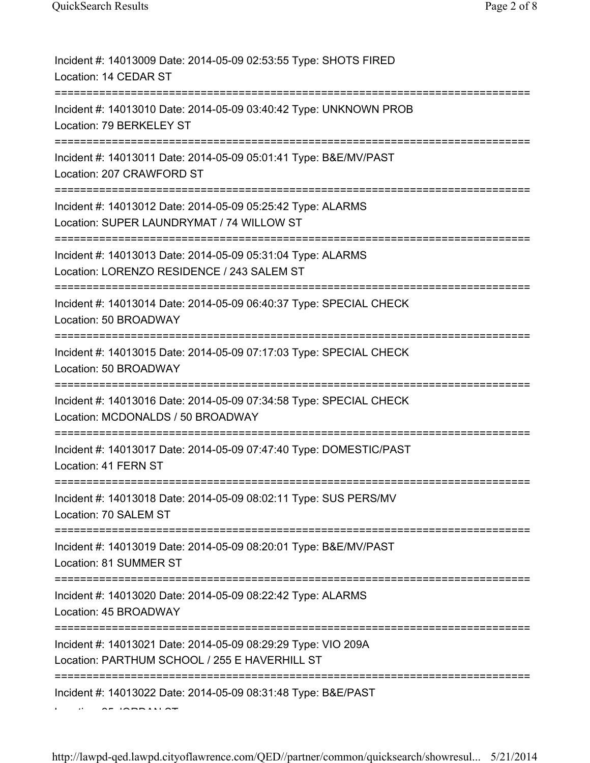Incident #: 14013009 Date: 2014-05-09 02:53:55 Type: SHOTS FIRED
Location: 14 CEDAR ST

===========================================================================

Incident #: 14013010 Date: 2014-05-09 03:40:42 Type: UNKNOWN PROB
Location: 79 BERKELEY ST

===========================================================================

Incident #: 14013011 Date: 2014-05-09 05:01:41 Type: B&E/MV/PAST
Location: 207 CRAWFORD ST

===========================================================================

Incident #: 14013012 Date: 2014-05-09 05:25:42 Type: ALARMS
Location: SUPER LAUNDRYMAT / 74 WILLOW ST

===========================================================================

Incident #: 14013013 Date: 2014-05-09 05:31:04 Type: ALARMS
Location: LORENZO RESIDENCE / 243 SALEM ST

===========================================================================

Incident #: 14013014 Date: 2014-05-09 06:40:37 Type: SPECIAL CHECK
Location: 50 BROADWAY

===========================================================================

Incident #: 14013015 Date: 2014-05-09 07:17:03 Type: SPECIAL CHECK
Location: 50 BROADWAY

===========================================================================

Incident #: 14013016 Date: 2014-05-09 07:34:58 Type: SPECIAL CHECK
Location: MCDONALDS / 50 BROADWAY

===========================================================================

Incident #: 14013017 Date: 2014-05-09 07:47:40 Type: DOMESTIC/PAST
Location: 41 FERN ST

===========================================================================

Incident #: 14013018 Date: 2014-05-09 08:02:11 Type: SUS PERS/MV
Location: 70 SALEM ST

===========================================================================

Incident #: 14013019 Date: 2014-05-09 08:20:01 Type: B&E/MV/PAST
Location: 81 SUMMER ST

===========================================================================

Incident #: 14013020 Date: 2014-05-09 08:22:42 Type: ALARMS
Location: 45 BROADWAY

===========================================================================

Incident #: 14013021 Date: 2014-05-09 08:29:29 Type: VIO 209A
Location: PARTHUM SCHOOL / 255 E HAVERHILL ST

===========================================================================

Incident #: 14013022 Date: 2014-05-09 08:31:48 Type: B&E/PAST
Location: 25 JORDAN ST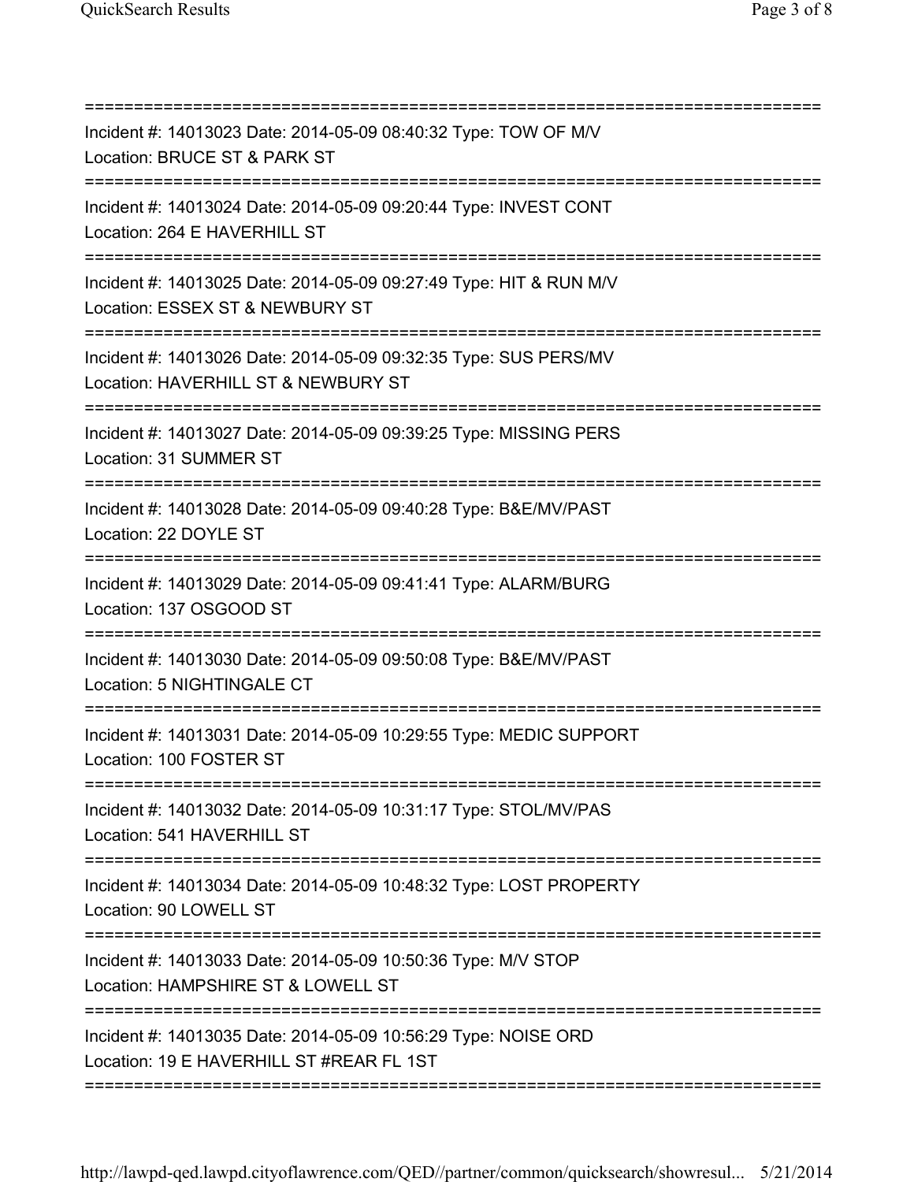Incident #: 14013023 Date: 2014-05-09 08:40:32 Type: TOW OF M/V
Location: BRUCE ST & PARK ST

---

Incident #: 14013024 Date: 2014-05-09 09:20:44 Type: INVEST CONT
Location: 264 E HAVERHILL ST

---

Incident #: 14013025 Date: 2014-05-09 09:27:49 Type: HIT & RUN M/V
Location: ESSEX ST & NEWBURY ST

---

Incident #: 14013026 Date: 2014-05-09 09:32:35 Type: SUS PERS/MV
Location: HAVERHILL ST & NEWBURY ST

---

Incident #: 14013027 Date: 2014-05-09 09:39:25 Type: MISSING PERS
Location: 31 SUMMER ST

---

Incident #: 14013028 Date: 2014-05-09 09:40:28 Type: B&E/MV/PAST
Location: 22 DOYLE ST

---

Incident #: 14013029 Date: 2014-05-09 09:41:41 Type: ALARM/BURG
Location: 137 OSGOOD ST

---

Incident #: 14013030 Date: 2014-05-09 09:50:08 Type: B&E/MV/PAST
Location: 5 NIGHTINGALE CT

---

Incident #: 14013031 Date: 2014-05-09 10:29:55 Type: MEDIC SUPPORT
Location: 100 FOSTER ST

---

Incident #: 14013032 Date: 2014-05-09 10:31:17 Type: STOL/MV/PAS
Location: 541 HAVERHILL ST

---

Incident #: 14013034 Date: 2014-05-09 10:48:32 Type: LOST PROPERTY
Location: 90 LOWELL ST

---

Incident #: 14013033 Date: 2014-05-09 10:50:36 Type: M/V STOP
Location: HAMPSHIRE ST & LOWELL ST

---

Incident #: 14013035 Date: 2014-05-09 10:56:29 Type: NOISE ORD
Location: 19 E HAVERHILL ST #REAR FL 1ST

---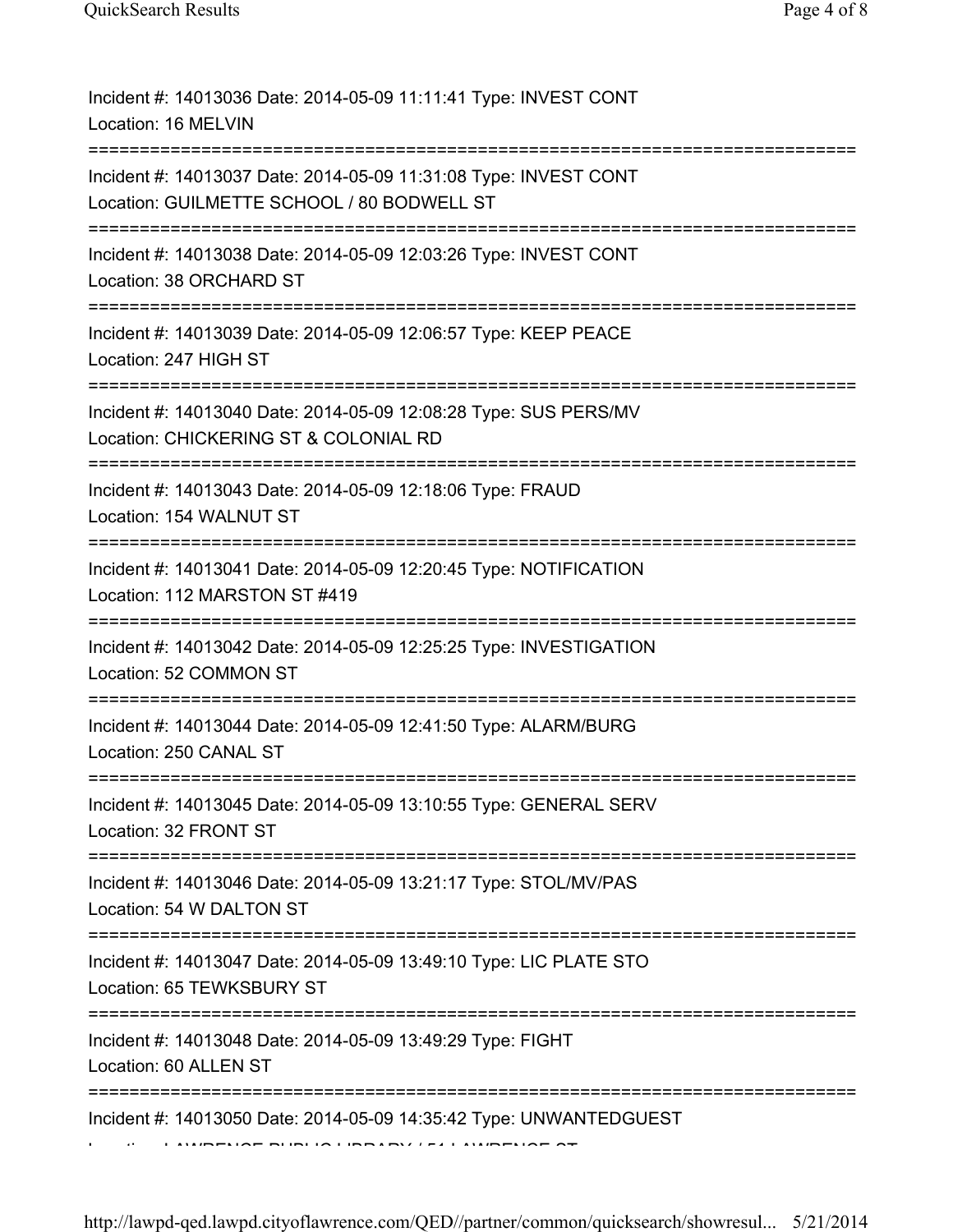Incident #: 14013036 Date: 2014-05-09 11:11:41 Type: INVEST CONT
Location: 16 MELVIN

===========================================================================

Incident #: 14013037 Date: 2014-05-09 11:31:08 Type: INVEST CONT
Location: GUILMETTE SCHOOL / 80 BODWELL ST

===========================================================================

Incident #: 14013038 Date: 2014-05-09 12:03:26 Type: INVEST CONT
Location: 38 ORCHARD ST

===========================================================================

Incident #: 14013039 Date: 2014-05-09 12:06:57 Type: KEEP PEACE
Location: 247 HIGH ST

===========================================================================

Incident #: 14013040 Date: 2014-05-09 12:08:28 Type: SUS PERS/MV
Location: CHICKERING ST & COLONIAL RD

===========================================================================

Incident #: 14013043 Date: 2014-05-09 12:18:06 Type: FRAUD
Location: 154 WALNUT ST

===========================================================================

Incident #: 14013041 Date: 2014-05-09 12:20:45 Type: NOTIFICATION
Location: 112 MARSTON ST #419

===========================================================================

Incident #: 14013042 Date: 2014-05-09 12:25:25 Type: INVESTIGATION
Location: 52 COMMON ST

===========================================================================

Incident #: 14013044 Date: 2014-05-09 12:41:50 Type: ALARM/BURG
Location: 250 CANAL ST

===========================================================================

Incident #: 14013045 Date: 2014-05-09 13:10:55 Type: GENERAL SERV
Location: 32 FRONT ST

===========================================================================

Incident #: 14013046 Date: 2014-05-09 13:21:17 Type: STOL/MV/PAS
Location: 54 W DALTON ST

===========================================================================

Incident #: 14013047 Date: 2014-05-09 13:49:10 Type: LIC PLATE STO
Location: 65 TEWKSBURY ST

===========================================================================

Incident #: 14013048 Date: 2014-05-09 13:49:29 Type: FIGHT
Location: 60 ALLEN ST

===========================================================================

Incident #: 14013050 Date: 2014-05-09 14:35:42 Type: UNWANTEDGUEST
Location: LAWRENCE PUBLIC LIBRARY / 51 LAWRENCE ST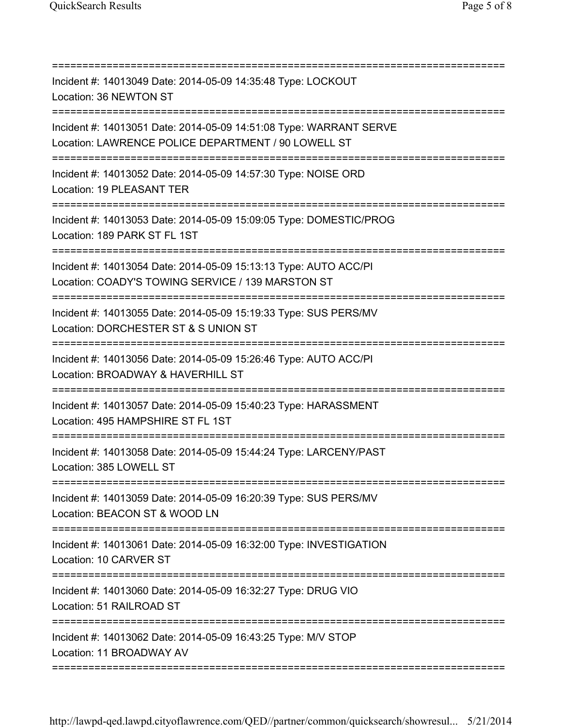Incident #: 14013049 Date: 2014-05-09 14:35:48 Type: LOCKOUT
Location: 36 NEWTON ST

Incident #: 14013051 Date: 2014-05-09 14:51:08 Type: WARRANT SERVE
Location: LAWRENCE POLICE DEPARTMENT / 90 LOWELL ST

Incident #: 14013052 Date: 2014-05-09 14:57:30 Type: NOISE ORD
Location: 19 PLEASANT TER

Incident #: 14013053 Date: 2014-05-09 15:09:05 Type: DOMESTIC/PROG
Location: 189 PARK ST FL 1ST

Incident #: 14013054 Date: 2014-05-09 15:13:13 Type: AUTO ACC/PI
Location: COADY'S TOWING SERVICE / 139 MARSTON ST

Incident #: 14013055 Date: 2014-05-09 15:19:33 Type: SUS PERS/MV
Location: DORCHESTER ST & S UNION ST

Incident #: 14013056 Date: 2014-05-09 15:26:46 Type: AUTO ACC/PI
Location: BROADWAY & HAVERHILL ST

Incident #: 14013057 Date: 2014-05-09 15:40:23 Type: HARASSMENT
Location: 495 HAMPSHIRE ST FL 1ST

Incident #: 14013058 Date: 2014-05-09 15:44:24 Type: LARCENY/PAST
Location: 385 LOWELL ST

Incident #: 14013059 Date: 2014-05-09 16:20:39 Type: SUS PERS/MV
Location: BEACON ST & WOOD LN

Incident #: 14013061 Date: 2014-05-09 16:32:00 Type: INVESTIGATION
Location: 10 CARVER ST

Incident #: 14013060 Date: 2014-05-09 16:32:27 Type: DRUG VIO
Location: 51 RAILROAD ST

Incident #: 14013062 Date: 2014-05-09 16:43:25 Type: M/V STOP
Location: 11 BROADWAY AV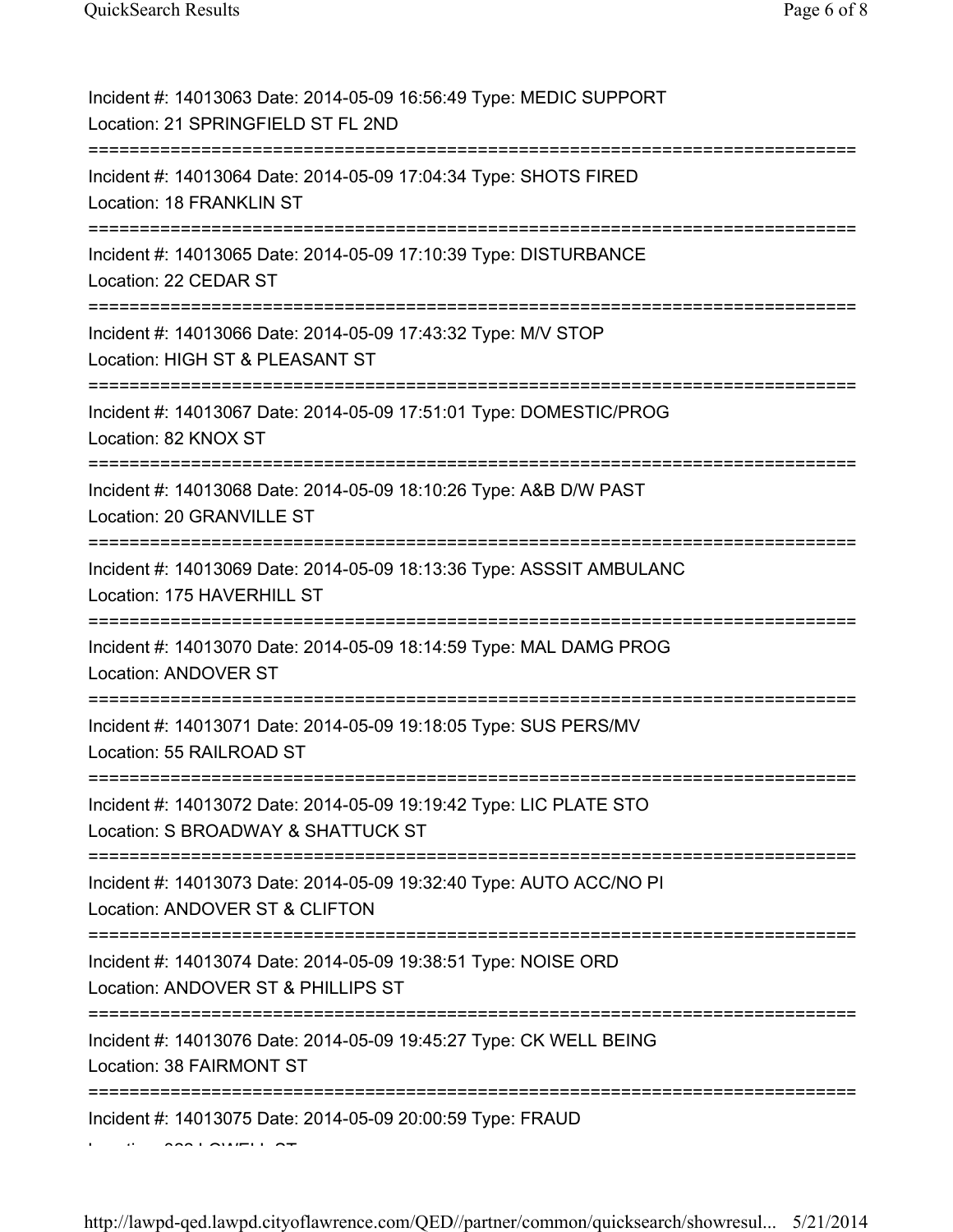Incident #: 14013063 Date: 2014-05-09 16:56:49 Type: MEDIC SUPPORT
Location: 21 SPRINGFIELD ST FL 2ND

===========================================================================

Incident #: 14013064 Date: 2014-05-09 17:04:34 Type: SHOTS FIRED
Location: 18 FRANKLIN ST

===========================================================================

Incident #: 14013065 Date: 2014-05-09 17:10:39 Type: DISTURBANCE
Location: 22 CEDAR ST

===========================================================================

Incident #: 14013066 Date: 2014-05-09 17:43:32 Type: M/V STOP
Location: HIGH ST & PLEASANT ST

===========================================================================

Incident #: 14013067 Date: 2014-05-09 17:51:01 Type: DOMESTIC/PROG
Location: 82 KNOX ST

===========================================================================

Incident #: 14013068 Date: 2014-05-09 18:10:26 Type: A&B D/W PAST
Location: 20 GRANVILLE ST

===========================================================================

Incident #: 14013069 Date: 2014-05-09 18:13:36 Type: ASSSIT AMBULANC
Location: 175 HAVERHILL ST

===========================================================================

Incident #: 14013070 Date: 2014-05-09 18:14:59 Type: MAL DAMG PROG
Location: ANDOVER ST

===========================================================================

Incident #: 14013071 Date: 2014-05-09 19:18:05 Type: SUS PERS/MV
Location: 55 RAILROAD ST

===========================================================================

Incident #: 14013072 Date: 2014-05-09 19:19:42 Type: LIC PLATE STO
Location: S BROADWAY & SHATTUCK ST

===========================================================================

Incident #: 14013073 Date: 2014-05-09 19:32:40 Type: AUTO ACC/NO PI
Location: ANDOVER ST & CLIFTON

===========================================================================

Incident #: 14013074 Date: 2014-05-09 19:38:51 Type: NOISE ORD
Location: ANDOVER ST & PHILLIPS ST

===========================================================================

Incident #: 14013076 Date: 2014-05-09 19:45:27 Type: CK WELL BEING
Location: 38 FAIRMONT ST

===========================================================================

Incident #: 14013075 Date: 2014-05-09 20:00:59 Type: FRAUD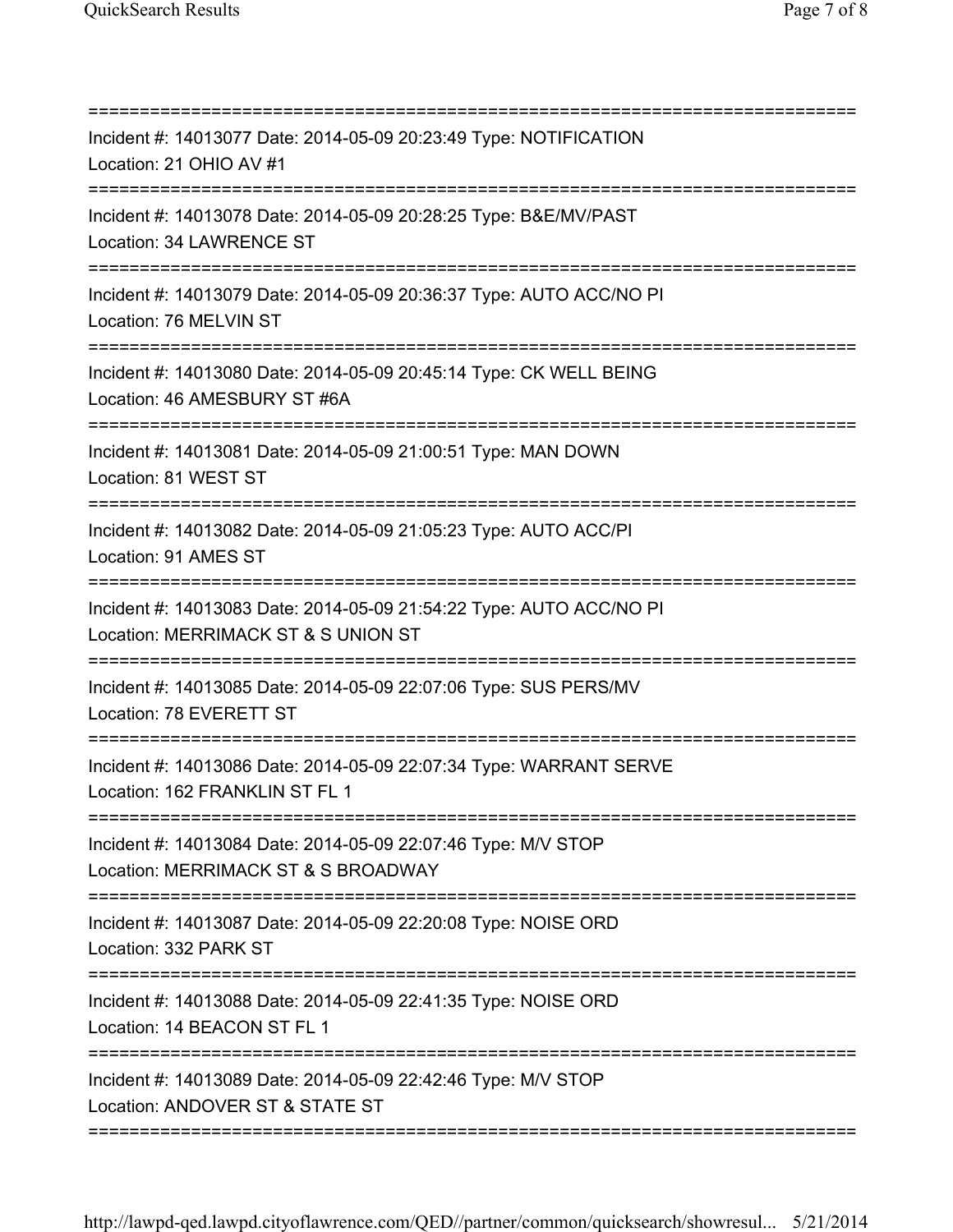===========================================================================
Incident #: 14013077 Date: 2014-05-09 20:23:49 Type: NOTIFICATION
Location: 21 OHIO AV #1
===========================================================================
Incident #: 14013078 Date: 2014-05-09 20:28:25 Type: B&E/MV/PAST
Location: 34 LAWRENCE ST
===========================================================================
Incident #: 14013079 Date: 2014-05-09 20:36:37 Type: AUTO ACC/NO PI
Location: 76 MELVIN ST
===========================================================================
Incident #: 14013080 Date: 2014-05-09 20:45:14 Type: CK WELL BEING
Location: 46 AMESBURY ST #6A
===========================================================================
Incident #: 14013081 Date: 2014-05-09 21:00:51 Type: MAN DOWN
Location: 81 WEST ST
===========================================================================
Incident #: 14013082 Date: 2014-05-09 21:05:23 Type: AUTO ACC/PI
Location: 91 AMES ST
===========================================================================
Incident #: 14013083 Date: 2014-05-09 21:54:22 Type: AUTO ACC/NO PI
Location: MERRIMACK ST & S UNION ST
===========================================================================
Incident #: 14013085 Date: 2014-05-09 22:07:06 Type: SUS PERS/MV
Location: 78 EVERETT ST
===========================================================================
Incident #: 14013086 Date: 2014-05-09 22:07:34 Type: WARRANT SERVE
Location: 162 FRANKLIN ST FL 1
===========================================================================
Incident #: 14013084 Date: 2014-05-09 22:07:46 Type: M/V STOP
Location: MERRIMACK ST & S BROADWAY
===========================================================================
Incident #: 14013087 Date: 2014-05-09 22:20:08 Type: NOISE ORD
Location: 332 PARK ST
===========================================================================
Incident #: 14013088 Date: 2014-05-09 22:41:35 Type: NOISE ORD
Location: 14 BEACON ST FL 1
===========================================================================
Incident #: 14013089 Date: 2014-05-09 22:42:46 Type: M/V STOP
Location: ANDOVER ST & STATE ST
===========================================================================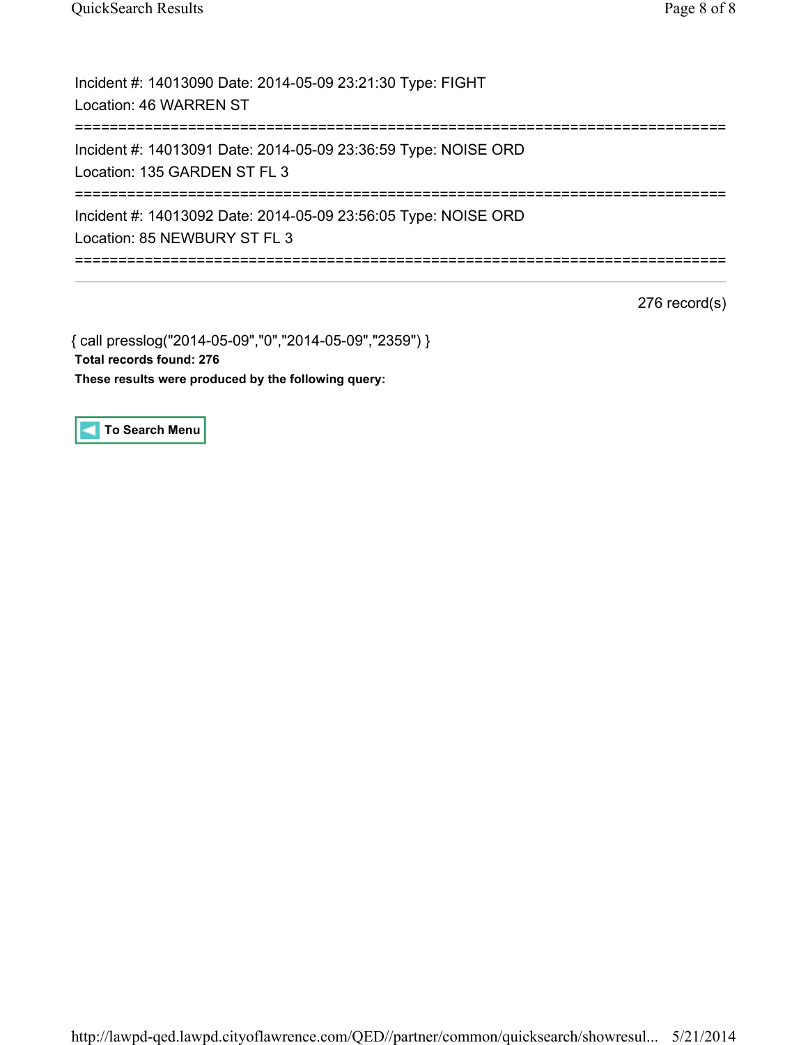Incident #: 14013090 Date: 2014-05-09 23:21:30 Type: FIGHT
Location: 46 WARREN ST

===========================================================================

Incident #: 14013091 Date: 2014-05-09 23:36:59 Type: NOISE ORD
Location: 135 GARDEN ST FL 3

===========================================================================

Incident #: 14013092 Date: 2014-05-09 23:56:05 Type: NOISE ORD
Location: 85 NEWBURY ST FL 3

===========================================================================

---

276 record(s)

{ call presslog("2014-05-09","0","2014-05-09","2359") }

**Total records found: 276**

**These results were produced by the following query:**

**To Search Menu**